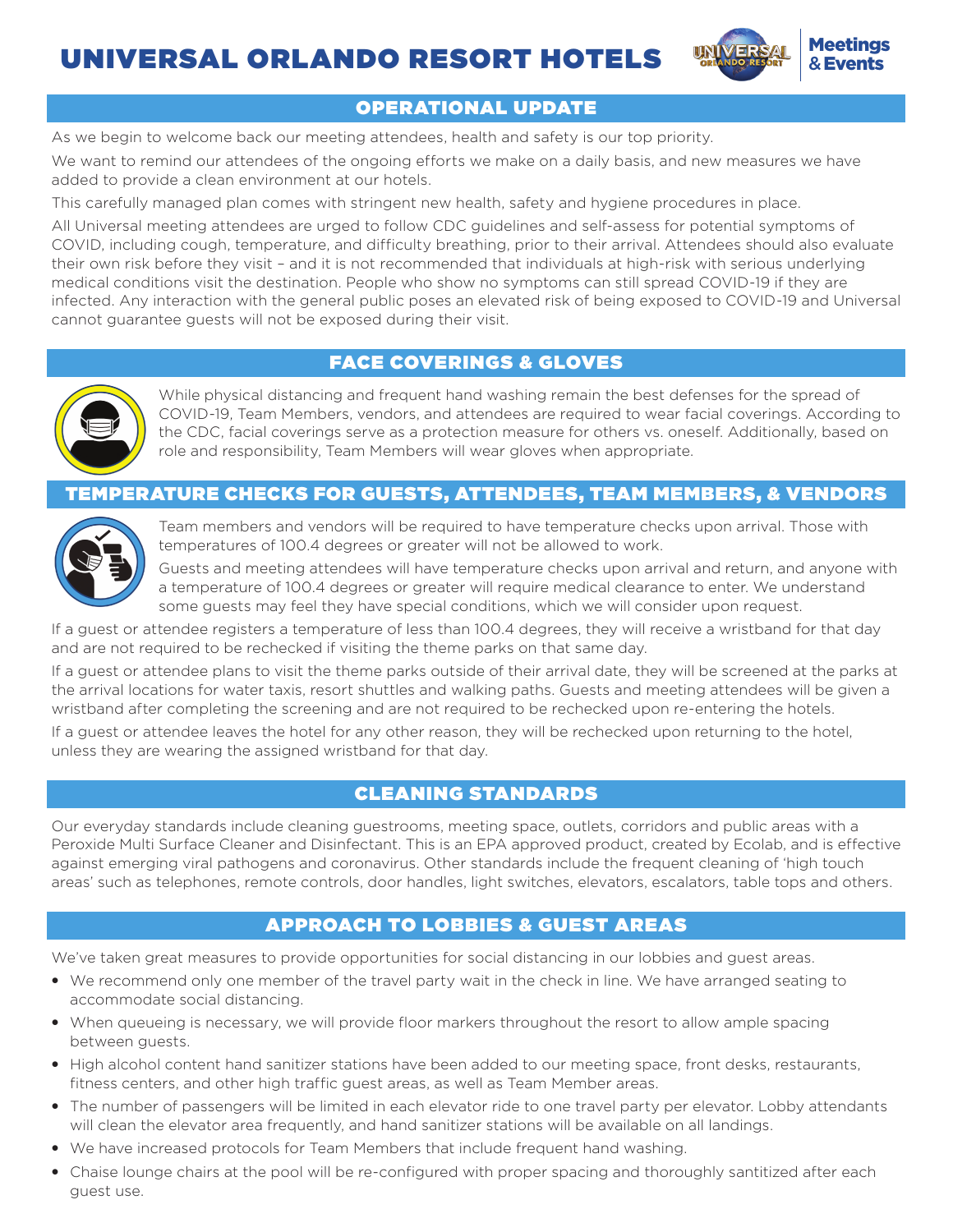# UNIVERSAL ORLANDO RESORT HOTELS

Meetings & Events

## OPERATIONAL UPDATE

As we begin to welcome back our meeting attendees, health and safety is our top priority.

We want to remind our attendees of the ongoing efforts we make on a daily basis, and new measures we have added to provide a clean environment at our hotels.

This carefully managed plan comes with stringent new health, safety and hygiene procedures in place.

All Universal meeting attendees are urged to follow CDC guidelines and self-assess for potential symptoms of COVID, including cough, temperature, and difficulty breathing, prior to their arrival. Attendees should also evaluate their own risk before they visit – and it is not recommended that individuals at high-risk with serious underlying medical conditions visit the destination. People who show no symptoms can still spread COVID-19 if they are infected. Any interaction with the general public poses an elevated risk of being exposed to COVID-19 and Universal cannot guarantee guests will not be exposed during their visit.

## FACE COVERINGS & GLOVES

While physical distancing and frequent hand washing remain the best defenses for the spread of COVID-19, Team Members, vendors, and attendees are required to wear facial coverings. According to the CDC, facial coverings serve as a protection measure for others vs. oneself. Additionally, based on role and responsibility, Team Members will wear gloves when appropriate.

## TEMPERATURE CHECKS FOR GUESTS, ATTENDEES, TEAM MEMBERS, & VENDORS

Team members and vendors will be required to have temperature checks upon arrival. Those with temperatures of 100.4 degrees or greater will not be allowed to work.

Guests and meeting attendees will have temperature checks upon arrival and return, and anyone with a temperature of 100.4 degrees or greater will require medical clearance to enter. We understand some guests may feel they have special conditions, which we will consider upon request.

If a guest or attendee registers a temperature of less than 100.4 degrees, they will receive a wristband for that day and are not required to be rechecked if visiting the theme parks on that same day.

If a guest or attendee plans to visit the theme parks outside of their arrival date, they will be screened at the parks at the arrival locations for water taxis, resort shuttles and walking paths. Guests and meeting attendees will be given a wristband after completing the screening and are not required to be rechecked upon re-entering the hotels.

If a guest or attendee leaves the hotel for any other reason, they will be rechecked upon returning to the hotel, unless they are wearing the assigned wristband for that day.

## CLEANING STANDARDS

Our everyday standards include cleaning guestrooms, meeting space, outlets, corridors and public areas with a Peroxide Multi Surface Cleaner and Disinfectant. This is an EPA approved product, created by Ecolab, and is effective against emerging viral pathogens and coronavirus. Other standards include the frequent cleaning of 'high touch areas' such as telephones, remote controls, door handles, light switches, elevators, escalators, table tops and others.

## APPROACH TO LOBBIES & GUEST AREAS

We've taken great measures to provide opportunities for social distancing in our lobbies and guest areas.

- We recommend only one member of the travel party wait in the check in line. We have arranged seating to accommodate social distancing.
- When queueing is necessary, we will provide floor markers throughout the resort to allow ample spacing between guests.
- High alcohol content hand sanitizer stations have been added to our meeting space, front desks, restaurants, fitness centers, and other high traffic guest areas, as well as Team Member areas.
- The number of passengers will be limited in each elevator ride to one travel party per elevator. Lobby attendants will clean the elevator area frequently, and hand sanitizer stations will be available on all landings.
- We have increased protocols for Team Members that include frequent hand washing.
- Chaise lounge chairs at the pool will be re-configured with proper spacing and thoroughly santitized after each guest use.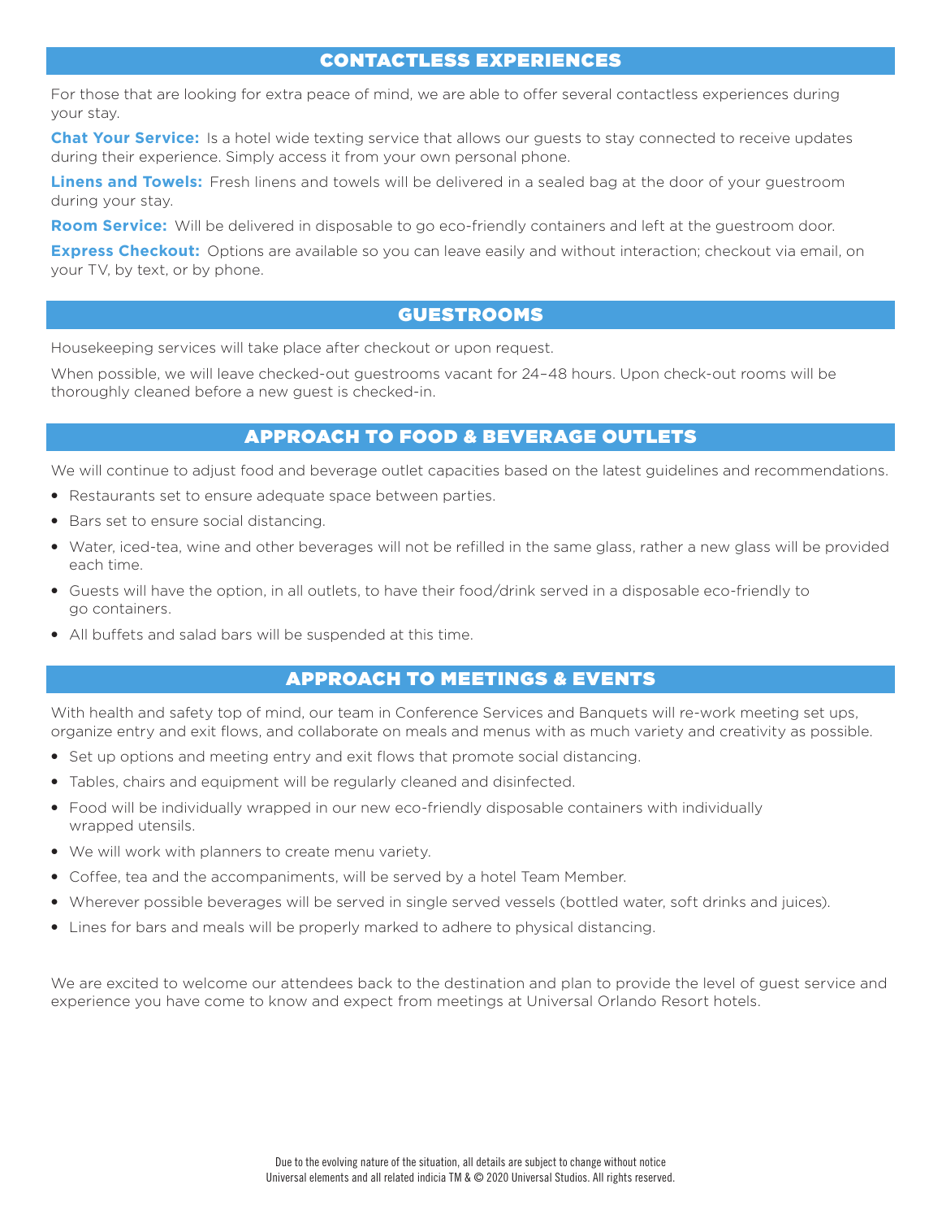## CONTACTLESS EXPERIENCES

For those that are looking for extra peace of mind, we are able to offer several contactless experiences during your stay.

**Chat Your Service:** Is a hotel wide texting service that allows our guests to stay connected to receive updates during their experience. Simply access it from your own personal phone.

**Linens and Towels:** Fresh linens and towels will be delivered in a sealed bag at the door of your guestroom during your stay.

**Room Service:** Will be delivered in disposable to go eco-friendly containers and left at the guestroom door.

**Express Checkout:** Options are available so you can leave easily and without interaction; checkout via email, on your TV, by text, or by phone.

## GUESTROOMS

Housekeeping services will take place after checkout or upon request.

When possible, we will leave checked-out guestrooms vacant for 24–48 hours. Upon check-out rooms will be thoroughly cleaned before a new guest is checked-in.

## APPROACH TO FOOD & BEVERAGE OUTLETS

We will continue to adjust food and beverage outlet capacities based on the latest guidelines and recommendations.

- Restaurants set to ensure adequate space between parties.
- Bars set to ensure social distancing.
- Water, iced-tea, wine and other beverages will not be refilled in the same glass, rather a new glass will be provided each time.
- Guests will have the option, in all outlets, to have their food/drink served in a disposable eco-friendly to go containers.
- All buffets and salad bars will be suspended at this time.

## APPROACH TO MEETINGS & EVENTS

With health and safety top of mind, our team in Conference Services and Banquets will re-work meeting set ups, organize entry and exit flows, and collaborate on meals and menus with as much variety and creativity as possible.

- Set up options and meeting entry and exit flows that promote social distancing.
- Tables, chairs and equipment will be regularly cleaned and disinfected.
- Food will be individually wrapped in our new eco-friendly disposable containers with individually wrapped utensils.
- We will work with planners to create menu variety.
- Coffee, tea and the accompaniments, will be served by a hotel Team Member.
- Wherever possible beverages will be served in single served vessels (bottled water, soft drinks and juices).
- Lines for bars and meals will be properly marked to adhere to physical distancing.

We are excited to welcome our attendees back to the destination and plan to provide the level of guest service and experience you have come to know and expect from meetings at Universal Orlando Resort hotels.

Due to the evolving nature of the situation, all details are subject to change without notice
Universal elements and all related indicia TM & © 2020 Universal Studios. All rights reserved.